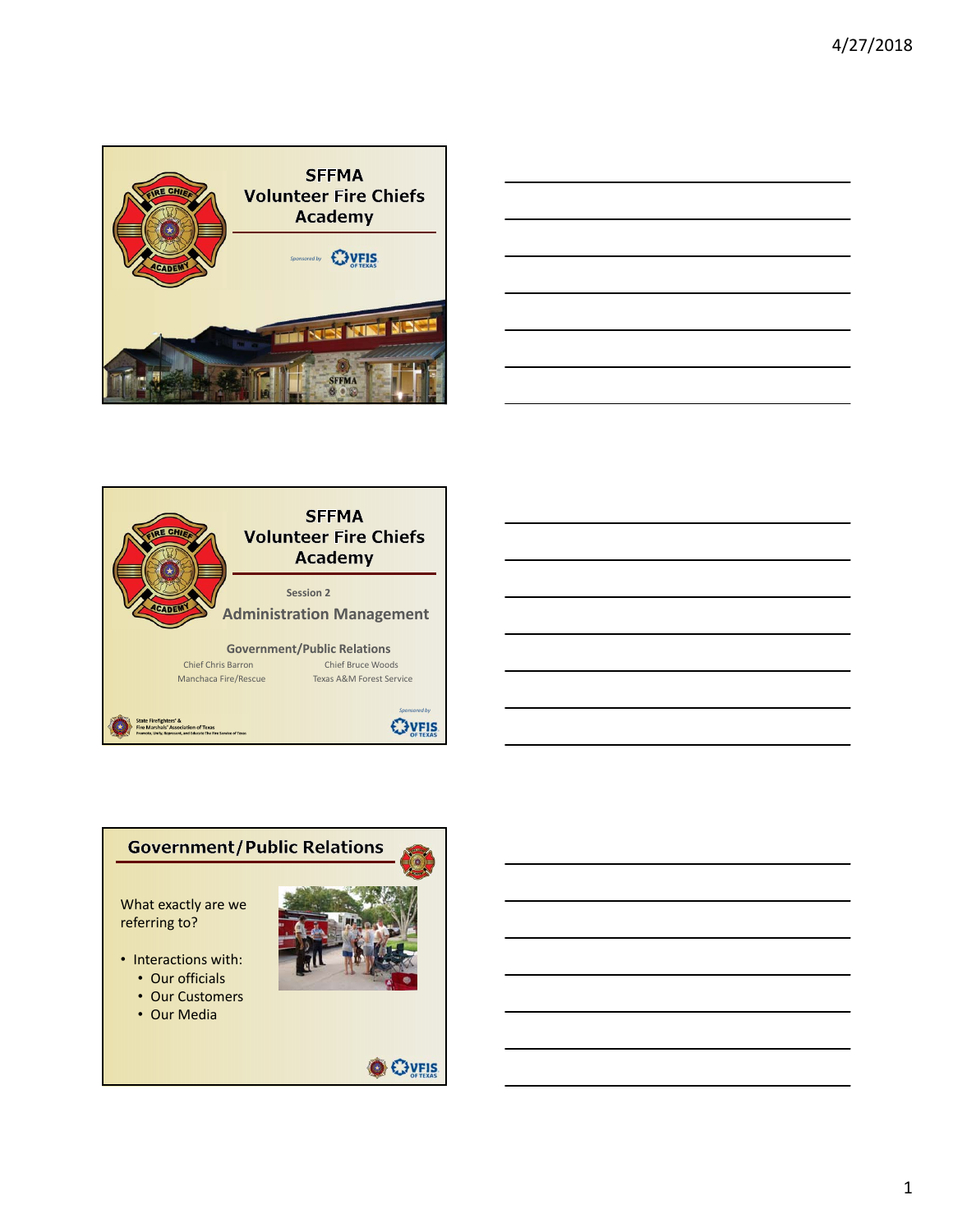## SFFMA Volunteer Fire Chiefs Academy

*Sponsored by* VFIS OF TEXAS

## SFFMA Volunteer Fire Chiefs Academy

Session 2

### Administration Management

**Government/Public Relations**

Chief Chris Barron
Manchaca Fire/Rescue

Chief Bruce Woods
Texas A&M Forest Service

State Firefighters' & Fire Marshals' Association of Texas

*Sponsored by* VFIS OF TEXAS

## Government/Public Relations

What exactly are we referring to?

- Interactions with:
  - Our officials
  - Our Customers
  - Our Media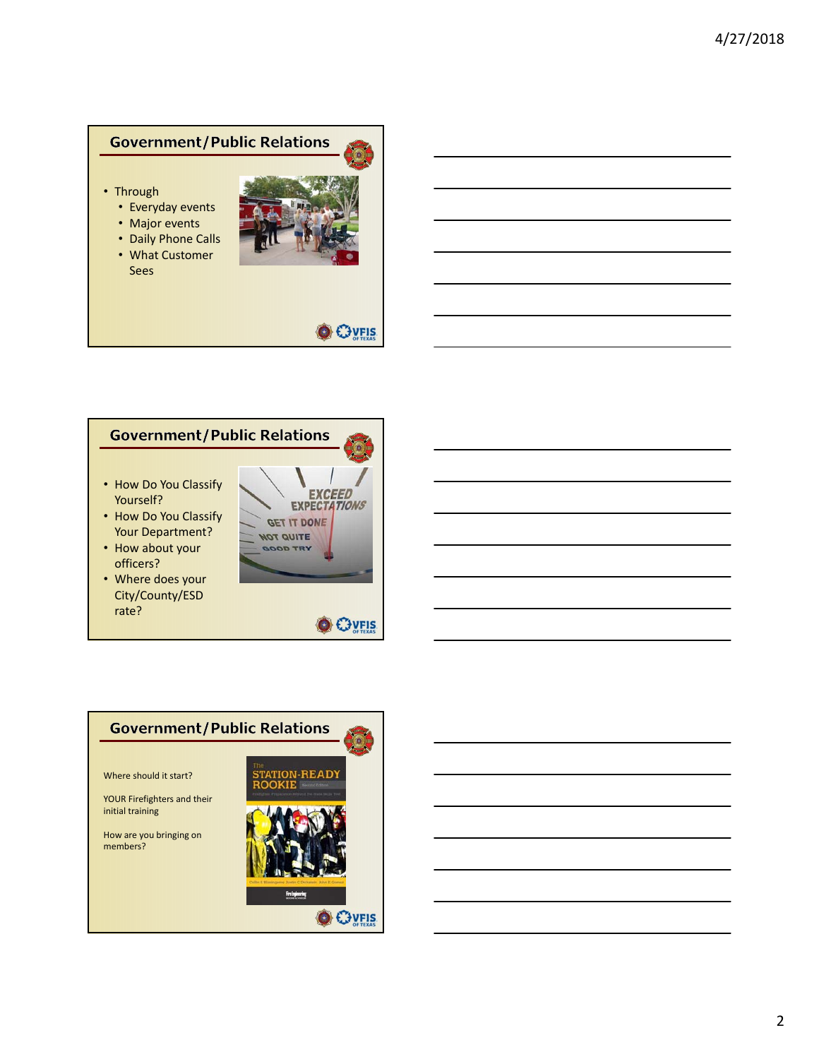## Government/Public Relations

- Through
  - Everyday events
  - Major events
  - Daily Phone Calls
  - What Customer Sees

## Government/Public Relations

- How Do You Classify Yourself?
- How Do You Classify Your Department?
- How about your officers?
- Where does your City/County/ESD rate?

## Government/Public Relations

Where should it start?

YOUR Firefighters and their initial training

How are you bringing on members?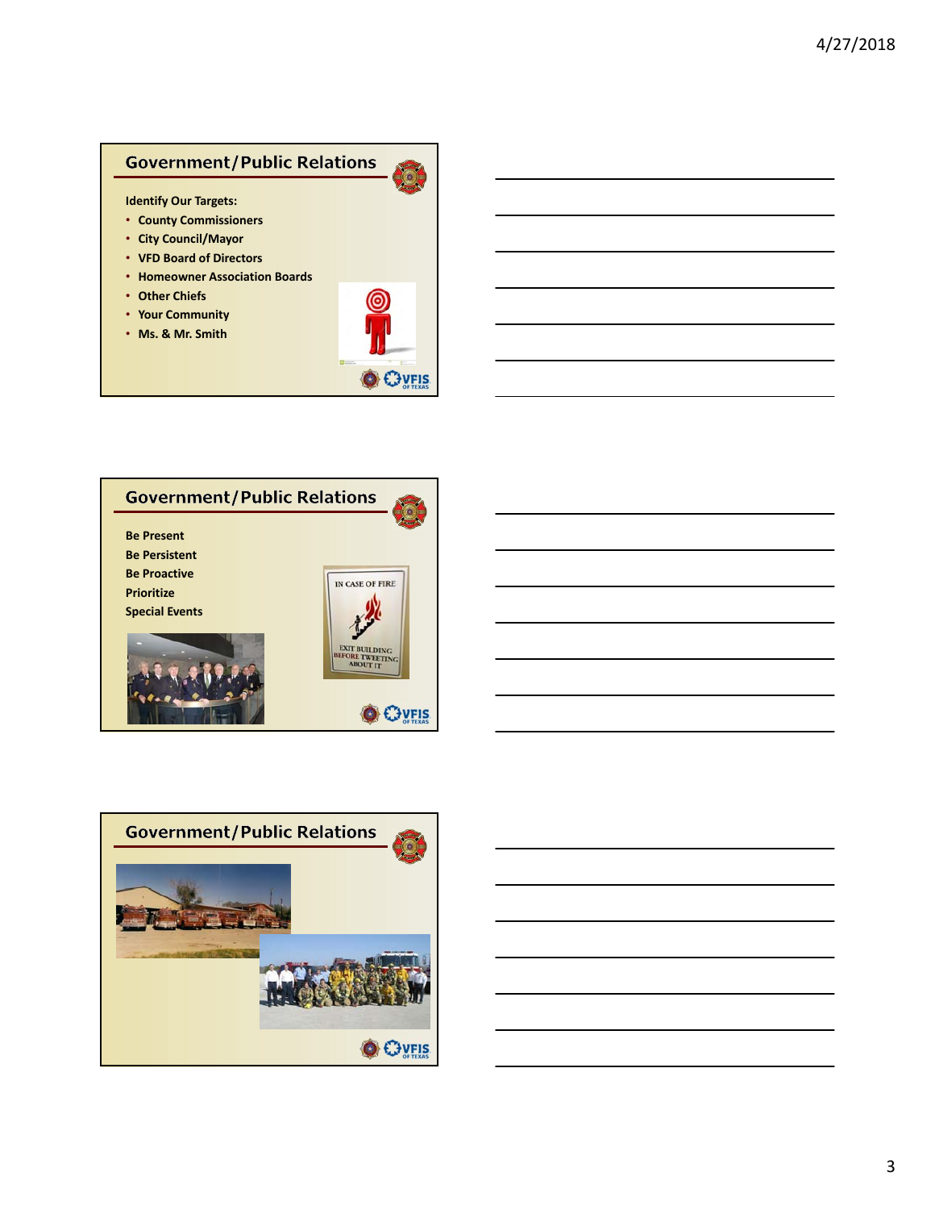## Government/Public Relations

**Identify Our Targets:**

- **County Commissioners**
- **City Council/Mayor**
- **VFD Board of Directors**
- **Homeowner Association Boards**
- **Other Chiefs**
- **Your Community**
- **Ms. & Mr. Smith**

## Government/Public Relations

**Be Present**
**Be Persistent**
**Be Proactive**
**Prioritize**
**Special Events**

## Government/Public Relations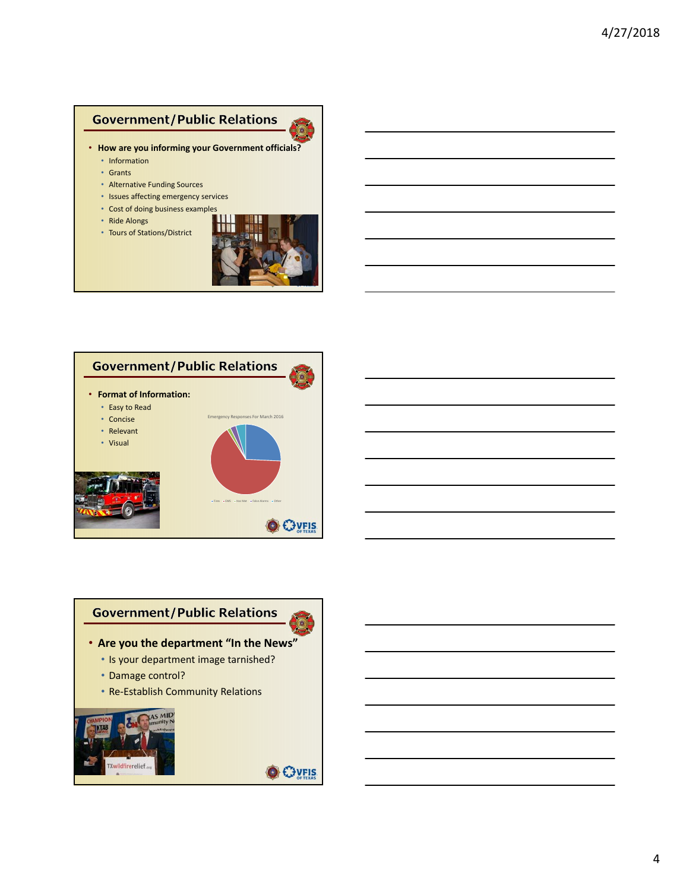## Government/Public Relations

- **How are you informing your Government officials?**
  - Information
  - Grants
  - Alternative Funding Sources
  - Issues affecting emergency services
  - Cost of doing business examples
  - Ride Alongs
  - Tours of Stations/District

## Government/Public Relations

- **Format of Information:**
  - Easy to Read
  - Concise
  - Relevant
  - Visual

Emergency Responses For March 2016

## Government/Public Relations

- **Are you the department "In the News"**
  - Is your department image tarnished?
  - Damage control?
  - Re-Establish Community Relations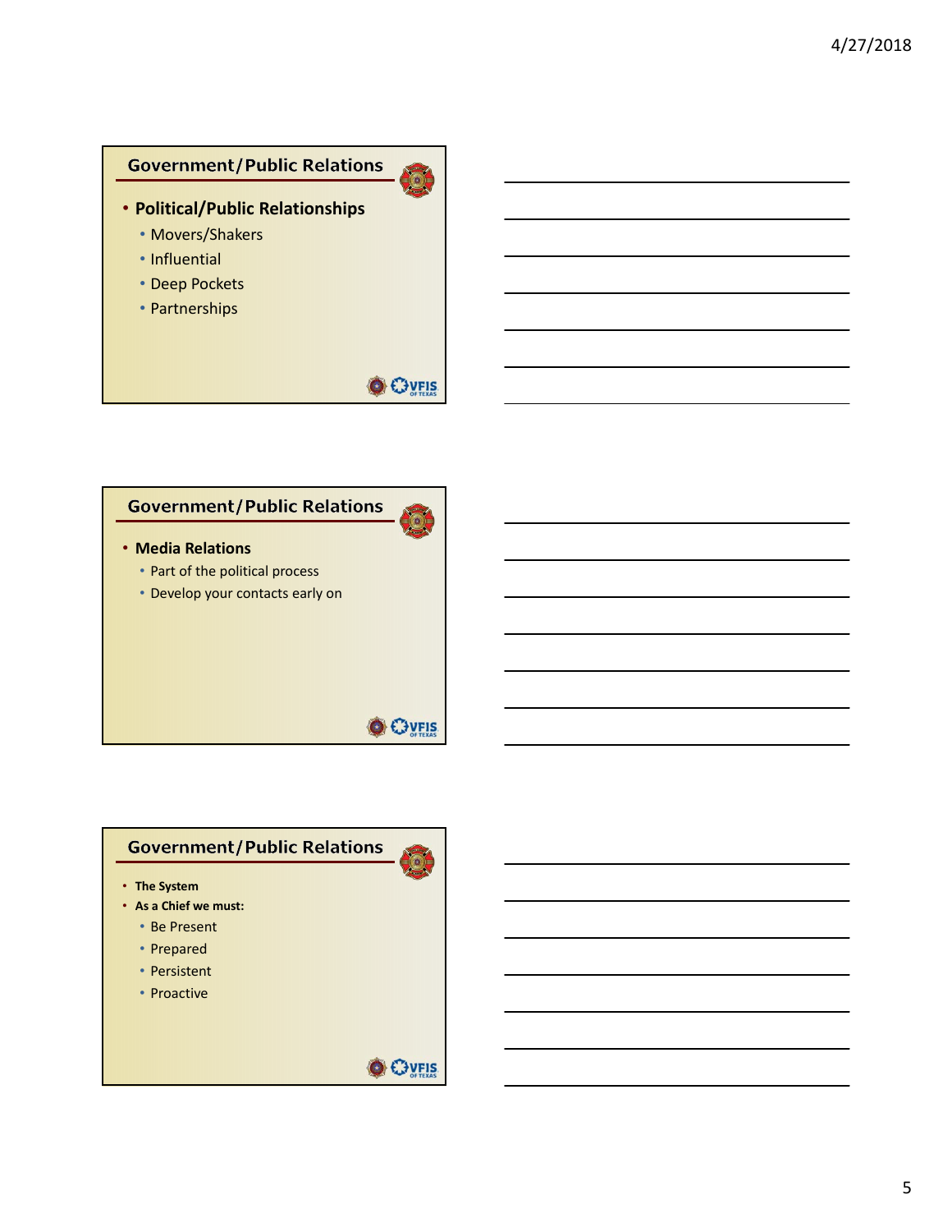## Government/Public Relations

- **Political/Public Relationships**
  - Movers/Shakers
  - Influential
  - Deep Pockets
  - Partnerships

## Government/Public Relations

- **Media Relations**
  - Part of the political process
  - Develop your contacts early on

## Government/Public Relations

- **The System**
- **As a Chief we must:**
  - Be Present
  - Prepared
  - Persistent
  - Proactive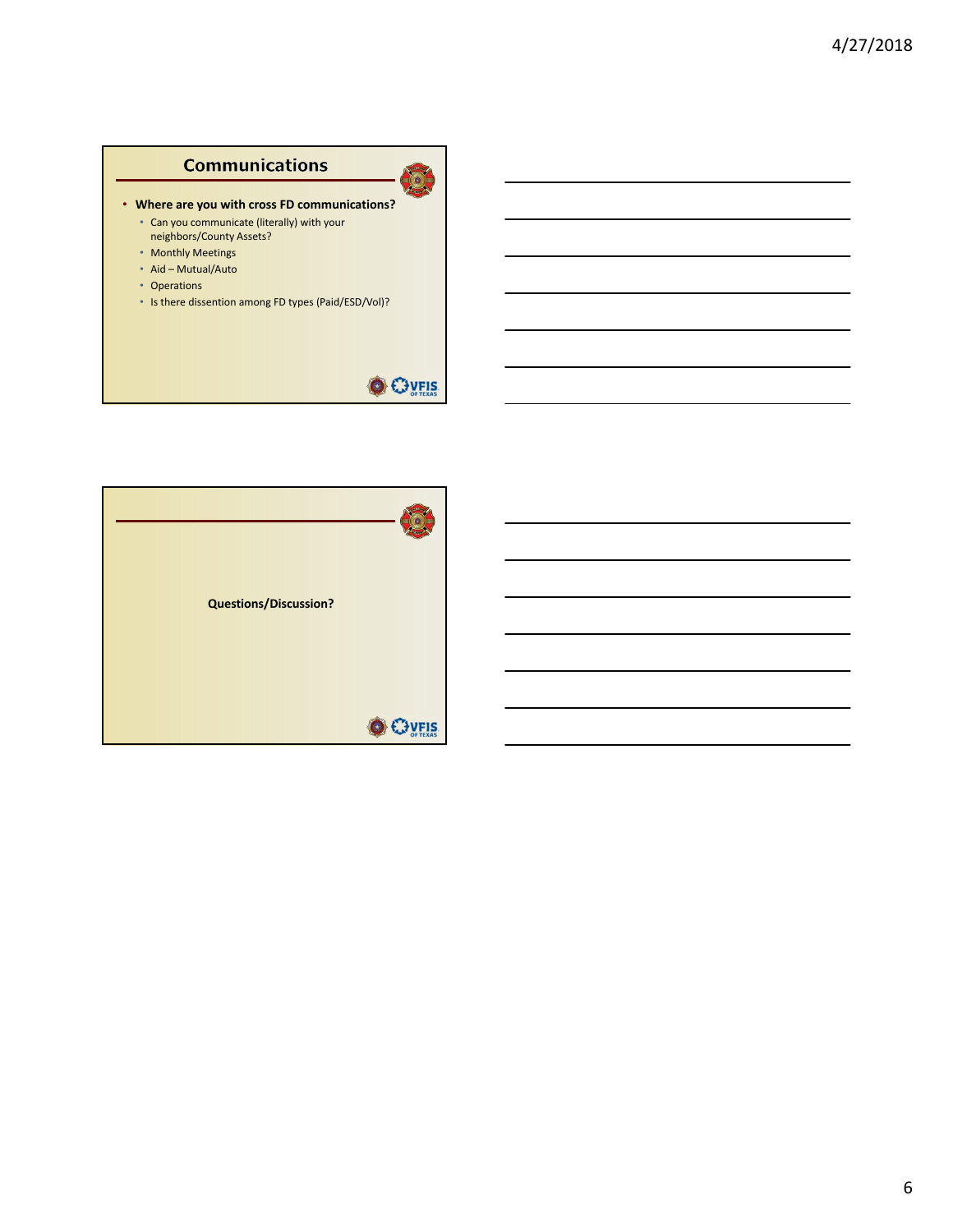## Communications

- **Where are you with cross FD communications?**
  - Can you communicate (literally) with your neighbors/County Assets?
  - Monthly Meetings
  - Aid – Mutual/Auto
  - Operations
  - Is there dissention among FD types (Paid/ESD/Vol)?

VFIS OF TEXAS

**Questions/Discussion?**

VFIS OF TEXAS